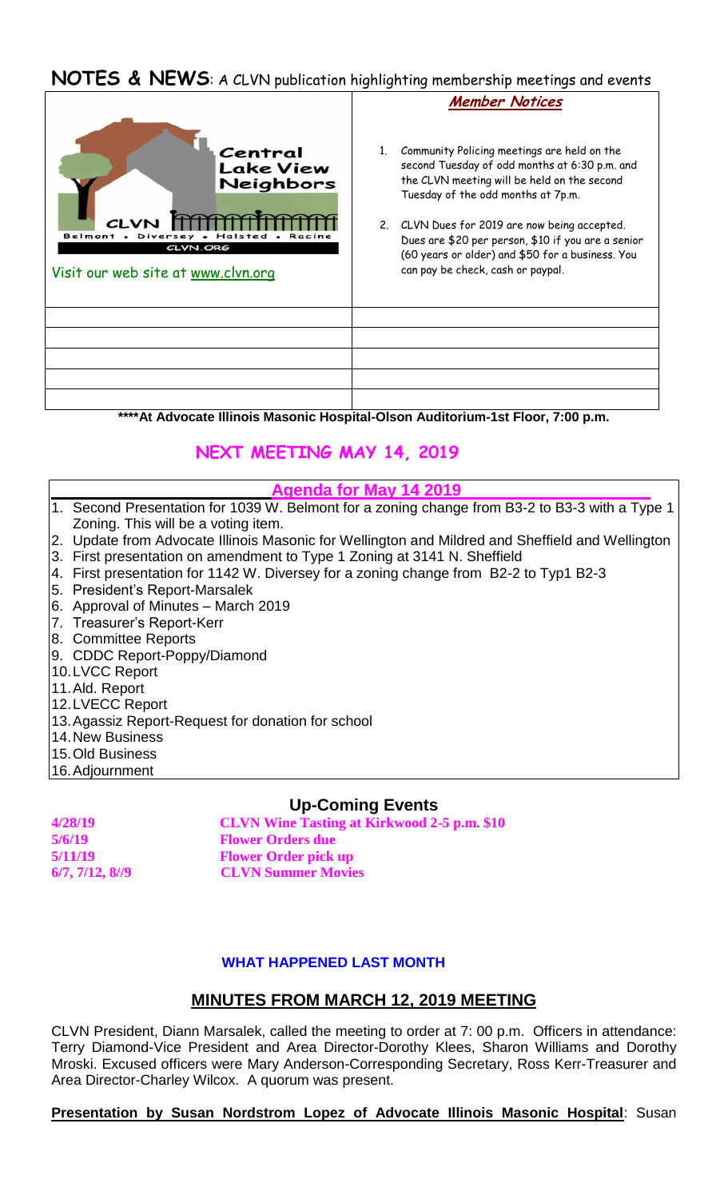# NOTES & NEWS: A CLVN publication highlighting membership meetings and events

Central Lake View Neighbors

CLVN

Belmont • Diversey • Halsted • Racine

CLVN.ORG

Visit our web site at www.clvn.org

### Member Notices

1. Community Policing meetings are held on the second Tuesday of odd months at 6:30 p.m. and the CLVN meeting will be held on the second Tuesday of the odd months at 7p.m.
2. CLVN Dues for 2019 are now being accepted. Dues are $20 per person, $10 if you are a senior (60 years or older) and $50 for a business. You can pay be check, cash or paypal.

**\*\*\*\*At Advocate Illinois Masonic Hospital-Olson Auditorium-1st Floor, 7:00 p.m.**

## NEXT MEETING MAY 14, 2019

### Agenda for May 14 2019

1. Second Presentation for 1039 W. Belmont for a zoning change from B3-2 to B3-3 with a Type 1 Zoning. This will be a voting item.
2. Update from Advocate Illinois Masonic for Wellington and Mildred and Sheffield and Wellington
3. First presentation on amendment to Type 1 Zoning at 3141 N. Sheffield
4. First presentation for 1142 W. Diversey for a zoning change from B2-2 to Typ1 B2-3
5. President's Report-Marsalek
6. Approval of Minutes – March 2019
7. Treasurer's Report-Kerr
8. Committee Reports
9. CDDC Report-Poppy/Diamond
10. LVCC Report
11. Ald. Report
12. LVECC Report
13. Agassiz Report-Request for donation for school
14. New Business
15. Old Business
16. Adjournment

### Up-Coming Events

| | |
|---|---|
| **4/28/19** | **CLVN Wine Tasting at Kirkwood 2-5 p.m. $10** |
| **5/6/19** | **Flower Orders due** |
| **5/11/19** | **Flower Order pick up** |
| **6/7, 7/12, 8//9** | **CLVN Summer Movies** |

**WHAT HAPPENED LAST MONTH**

## MINUTES FROM MARCH 12, 2019 MEETING

CLVN President, Diann Marsalek, called the meeting to order at 7: 00 p.m. Officers in attendance: Terry Diamond-Vice President and Area Director-Dorothy Klees, Sharon Williams and Dorothy Mroski. Excused officers were Mary Anderson-Corresponding Secretary, Ross Kerr-Treasurer and Area Director-Charley Wilcox. A quorum was present.

**Presentation by Susan Nordstrom Lopez of Advocate Illinois Masonic Hospital**: Susan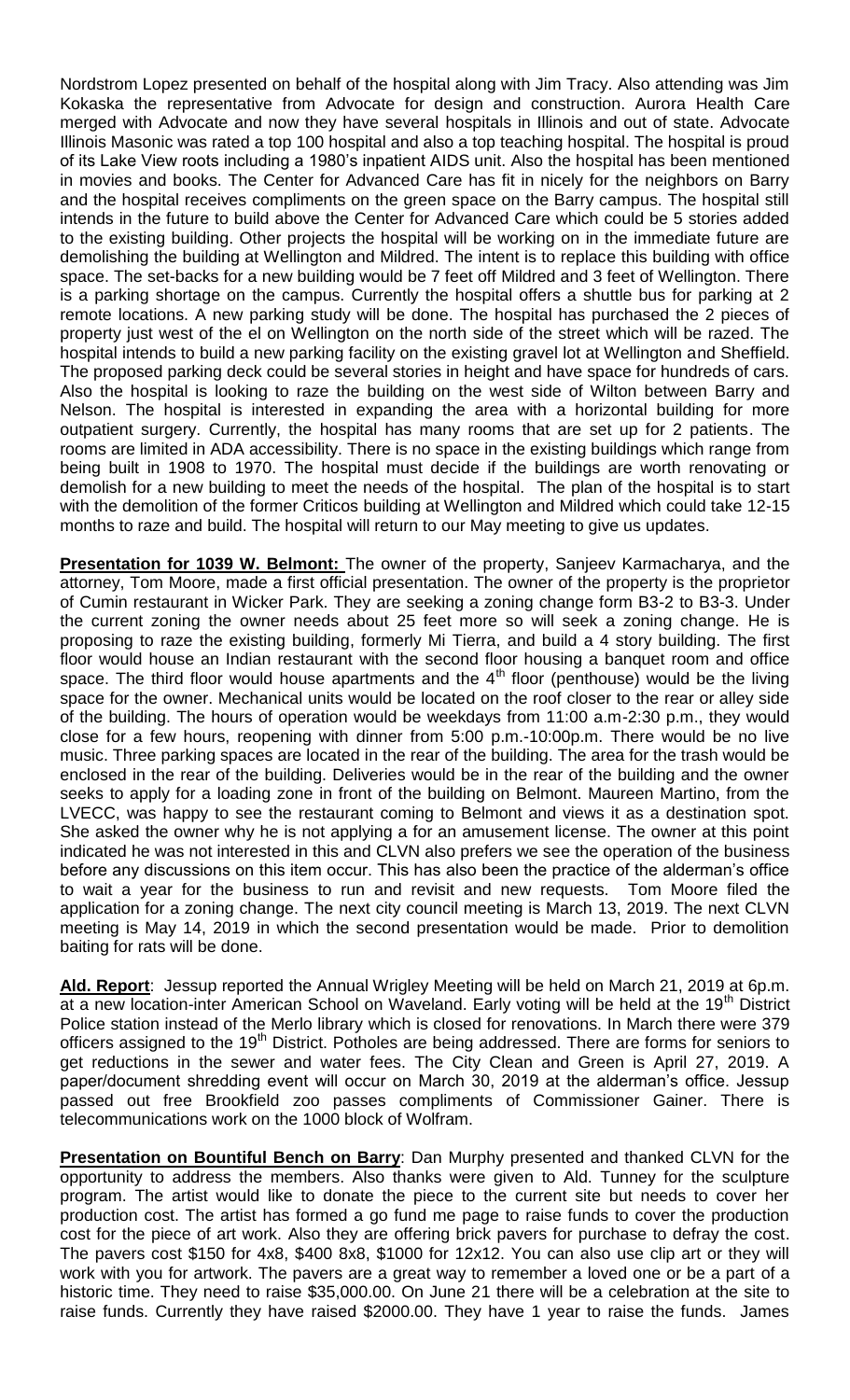Nordstrom Lopez presented on behalf of the hospital along with Jim Tracy. Also attending was Jim Kokaska the representative from Advocate for design and construction. Aurora Health Care merged with Advocate and now they have several hospitals in Illinois and out of state. Advocate Illinois Masonic was rated a top 100 hospital and also a top teaching hospital. The hospital is proud of its Lake View roots including a 1980's inpatient AIDS unit. Also the hospital has been mentioned in movies and books. The Center for Advanced Care has fit in nicely for the neighbors on Barry and the hospital receives compliments on the green space on the Barry campus. The hospital still intends in the future to build above the Center for Advanced Care which could be 5 stories added to the existing building. Other projects the hospital will be working on in the immediate future are demolishing the building at Wellington and Mildred. The intent is to replace this building with office space. The set-backs for a new building would be 7 feet off Mildred and 3 feet of Wellington. There is a parking shortage on the campus. Currently the hospital offers a shuttle bus for parking at 2 remote locations. A new parking study will be done. The hospital has purchased the 2 pieces of property just west of the el on Wellington on the north side of the street which will be razed. The hospital intends to build a new parking facility on the existing gravel lot at Wellington and Sheffield. The proposed parking deck could be several stories in height and have space for hundreds of cars. Also the hospital is looking to raze the building on the west side of Wilton between Barry and Nelson. The hospital is interested in expanding the area with a horizontal building for more outpatient surgery. Currently, the hospital has many rooms that are set up for 2 patients. The rooms are limited in ADA accessibility. There is no space in the existing buildings which range from being built in 1908 to 1970. The hospital must decide if the buildings are worth renovating or demolish for a new building to meet the needs of the hospital. The plan of the hospital is to start with the demolition of the former Criticos building at Wellington and Mildred which could take 12-15 months to raze and build. The hospital will return to our May meeting to give us updates.

**Presentation for 1039 W. Belmont:** The owner of the property, Sanjeev Karmacharya, and the attorney, Tom Moore, made a first official presentation. The owner of the property is the proprietor of Cumin restaurant in Wicker Park. They are seeking a zoning change form B3-2 to B3-3. Under the current zoning the owner needs about 25 feet more so will seek a zoning change. He is proposing to raze the existing building, formerly Mi Tierra, and build a 4 story building. The first floor would house an Indian restaurant with the second floor housing a banquet room and office space. The third floor would house apartments and the 4th floor (penthouse) would be the living space for the owner. Mechanical units would be located on the roof closer to the rear or alley side of the building. The hours of operation would be weekdays from 11:00 a.m-2:30 p.m., they would close for a few hours, reopening with dinner from 5:00 p.m.-10:00p.m. There would be no live music. Three parking spaces are located in the rear of the building. The area for the trash would be enclosed in the rear of the building. Deliveries would be in the rear of the building and the owner seeks to apply for a loading zone in front of the building on Belmont. Maureen Martino, from the LVECC, was happy to see the restaurant coming to Belmont and views it as a destination spot. She asked the owner why he is not applying a for an amusement license. The owner at this point indicated he was not interested in this and CLVN also prefers we see the operation of the business before any discussions on this item occur. This has also been the practice of the alderman's office to wait a year for the business to run and revisit and new requests. Tom Moore filed the application for a zoning change. The next city council meeting is March 13, 2019. The next CLVN meeting is May 14, 2019 in which the second presentation would be made. Prior to demolition baiting for rats will be done.

**Ald. Report**: Jessup reported the Annual Wrigley Meeting will be held on March 21, 2019 at 6p.m. at a new location-inter American School on Waveland. Early voting will be held at the 19th District Police station instead of the Merlo library which is closed for renovations. In March there were 379 officers assigned to the 19th District. Potholes are being addressed. There are forms for seniors to get reductions in the sewer and water fees. The City Clean and Green is April 27, 2019. A paper/document shredding event will occur on March 30, 2019 at the alderman's office. Jessup passed out free Brookfield zoo passes compliments of Commissioner Gainer. There is telecommunications work on the 1000 block of Wolfram.

**Presentation on Bountiful Bench on Barry**: Dan Murphy presented and thanked CLVN for the opportunity to address the members. Also thanks were given to Ald. Tunney for the sculpture program. The artist would like to donate the piece to the current site but needs to cover her production cost. The artist has formed a go fund me page to raise funds to cover the production cost for the piece of art work. Also they are offering brick pavers for purchase to defray the cost. The pavers cost $150 for 4x8, $400 8x8, $1000 for 12x12. You can also use clip art or they will work with you for artwork. The pavers are a great way to remember a loved one or be a part of a historic time. They need to raise $35,000.00. On June 21 there will be a celebration at the site to raise funds. Currently they have raised $2000.00. They have 1 year to raise the funds. James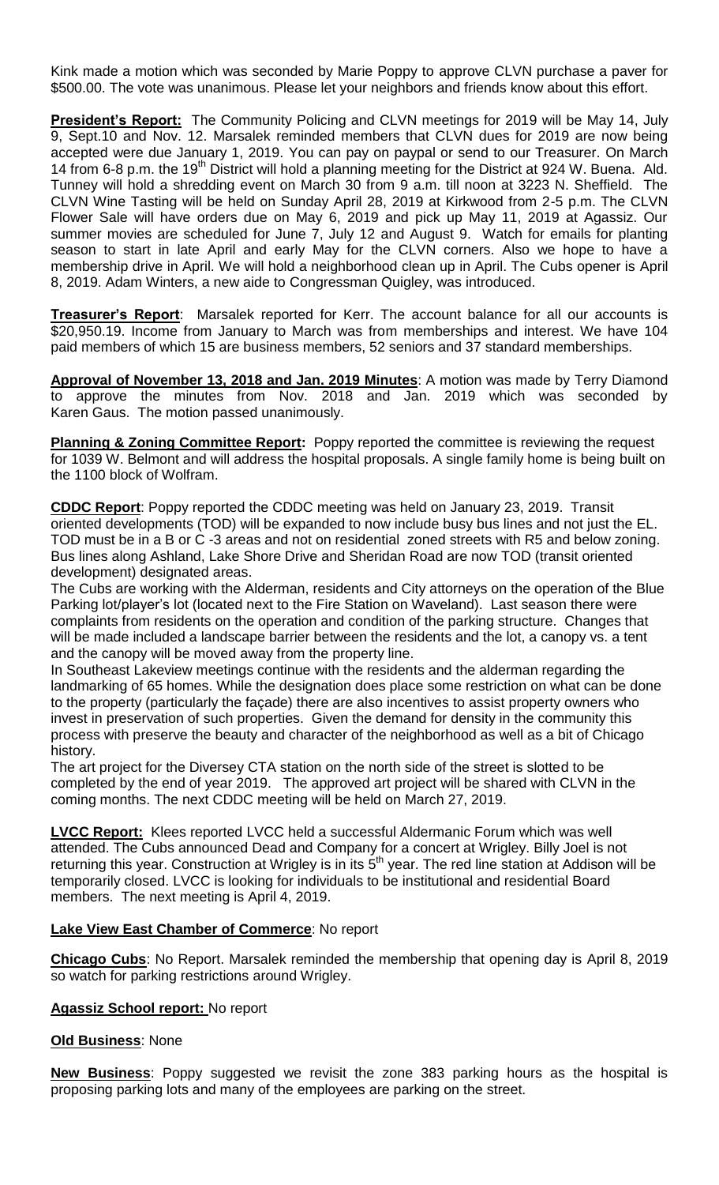Kink made a motion which was seconded by Marie Poppy to approve CLVN purchase a paver for \$500.00. The vote was unanimous. Please let your neighbors and friends know about this effort.

**President's Report:** The Community Policing and CLVN meetings for 2019 will be May 14, July 9, Sept.10 and Nov. 12. Marsalek reminded members that CLVN dues for 2019 are now being accepted were due January 1, 2019. You can pay on paypal or send to our Treasurer. On March 14 from 6-8 p.m. the 19th District will hold a planning meeting for the District at 924 W. Buena. Ald. Tunney will hold a shredding event on March 30 from 9 a.m. till noon at 3223 N. Sheffield. The CLVN Wine Tasting will be held on Sunday April 28, 2019 at Kirkwood from 2-5 p.m. The CLVN Flower Sale will have orders due on May 6, 2019 and pick up May 11, 2019 at Agassiz. Our summer movies are scheduled for June 7, July 12 and August 9. Watch for emails for planting season to start in late April and early May for the CLVN corners. Also we hope to have a membership drive in April. We will hold a neighborhood clean up in April. The Cubs opener is April 8, 2019. Adam Winters, a new aide to Congressman Quigley, was introduced.

**Treasurer's Report**: Marsalek reported for Kerr. The account balance for all our accounts is \$20,950.19. Income from January to March was from memberships and interest. We have 104 paid members of which 15 are business members, 52 seniors and 37 standard memberships.

**Approval of November 13, 2018 and Jan. 2019 Minutes**: A motion was made by Terry Diamond to approve the minutes from Nov. 2018 and Jan. 2019 which was seconded by Karen Gaus. The motion passed unanimously.

**Planning & Zoning Committee Report:** Poppy reported the committee is reviewing the request for 1039 W. Belmont and will address the hospital proposals. A single family home is being built on the 1100 block of Wolfram.

**CDDC Report**: Poppy reported the CDDC meeting was held on January 23, 2019. Transit oriented developments (TOD) will be expanded to now include busy bus lines and not just the EL. TOD must be in a B or C -3 areas and not on residential zoned streets with R5 and below zoning. Bus lines along Ashland, Lake Shore Drive and Sheridan Road are now TOD (transit oriented development) designated areas.

The Cubs are working with the Alderman, residents and City attorneys on the operation of the Blue Parking lot/player's lot (located next to the Fire Station on Waveland). Last season there were complaints from residents on the operation and condition of the parking structure. Changes that will be made included a landscape barrier between the residents and the lot, a canopy vs. a tent and the canopy will be moved away from the property line.

In Southeast Lakeview meetings continue with the residents and the alderman regarding the landmarking of 65 homes. While the designation does place some restriction on what can be done to the property (particularly the façade) there are also incentives to assist property owners who invest in preservation of such properties. Given the demand for density in the community this process with preserve the beauty and character of the neighborhood as well as a bit of Chicago history.

The art project for the Diversey CTA station on the north side of the street is slotted to be completed by the end of year 2019. The approved art project will be shared with CLVN in the coming months. The next CDDC meeting will be held on March 27, 2019.

**LVCC Report:** Klees reported LVCC held a successful Aldermanic Forum which was well attended. The Cubs announced Dead and Company for a concert at Wrigley. Billy Joel is not returning this year. Construction at Wrigley is in its 5th year. The red line station at Addison will be temporarily closed. LVCC is looking for individuals to be institutional and residential Board members. The next meeting is April 4, 2019.

**Lake View East Chamber of Commerce**: No report

**Chicago Cubs**: No Report. Marsalek reminded the membership that opening day is April 8, 2019 so watch for parking restrictions around Wrigley.

**Agassiz School report:** No report

**Old Business**: None

**New Business**: Poppy suggested we revisit the zone 383 parking hours as the hospital is proposing parking lots and many of the employees are parking on the street.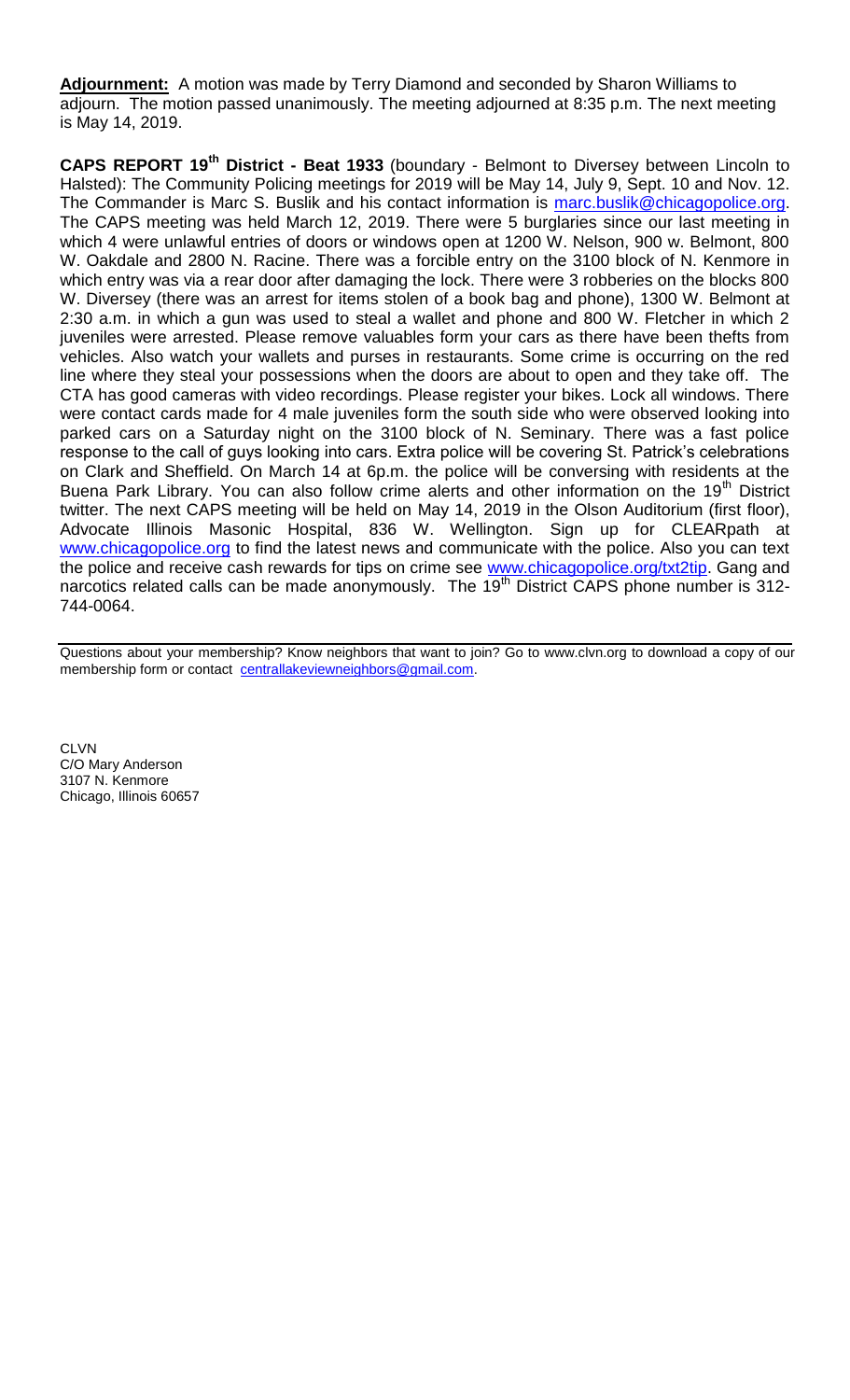**Adjournment:** A motion was made by Terry Diamond and seconded by Sharon Williams to adjourn. The motion passed unanimously. The meeting adjourned at 8:35 p.m. The next meeting is May 14, 2019.

**CAPS REPORT 19th District - Beat 1933** (boundary - Belmont to Diversey between Lincoln to Halsted): The Community Policing meetings for 2019 will be May 14, July 9, Sept. 10 and Nov. 12. The Commander is Marc S. Buslik and his contact information is marc.buslik@chicagopolice.org. The CAPS meeting was held March 12, 2019. There were 5 burglaries since our last meeting in which 4 were unlawful entries of doors or windows open at 1200 W. Nelson, 900 w. Belmont, 800 W. Oakdale and 2800 N. Racine. There was a forcible entry on the 3100 block of N. Kenmore in which entry was via a rear door after damaging the lock. There were 3 robberies on the blocks 800 W. Diversey (there was an arrest for items stolen of a book bag and phone), 1300 W. Belmont at 2:30 a.m. in which a gun was used to steal a wallet and phone and 800 W. Fletcher in which 2 juveniles were arrested. Please remove valuables form your cars as there have been thefts from vehicles. Also watch your wallets and purses in restaurants. Some crime is occurring on the red line where they steal your possessions when the doors are about to open and they take off. The CTA has good cameras with video recordings. Please register your bikes. Lock all windows. There were contact cards made for 4 male juveniles form the south side who were observed looking into parked cars on a Saturday night on the 3100 block of N. Seminary. There was a fast police response to the call of guys looking into cars. Extra police will be covering St. Patrick's celebrations on Clark and Sheffield. On March 14 at 6p.m. the police will be conversing with residents at the Buena Park Library. You can also follow crime alerts and other information on the 19th District twitter. The next CAPS meeting will be held on May 14, 2019 in the Olson Auditorium (first floor), Advocate Illinois Masonic Hospital, 836 W. Wellington. Sign up for CLEARpath at www.chicagopolice.org to find the latest news and communicate with the police. Also you can text the police and receive cash rewards for tips on crime see www.chicagopolice.org/txt2tip. Gang and narcotics related calls can be made anonymously. The 19th District CAPS phone number is 312-744-0064.

---

Questions about your membership? Know neighbors that want to join? Go to www.clvn.org to download a copy of our membership form or contact centrallakeviewneighbors@gmail.com.

CLVN
C/O Mary Anderson
3107 N. Kenmore
Chicago, Illinois 60657